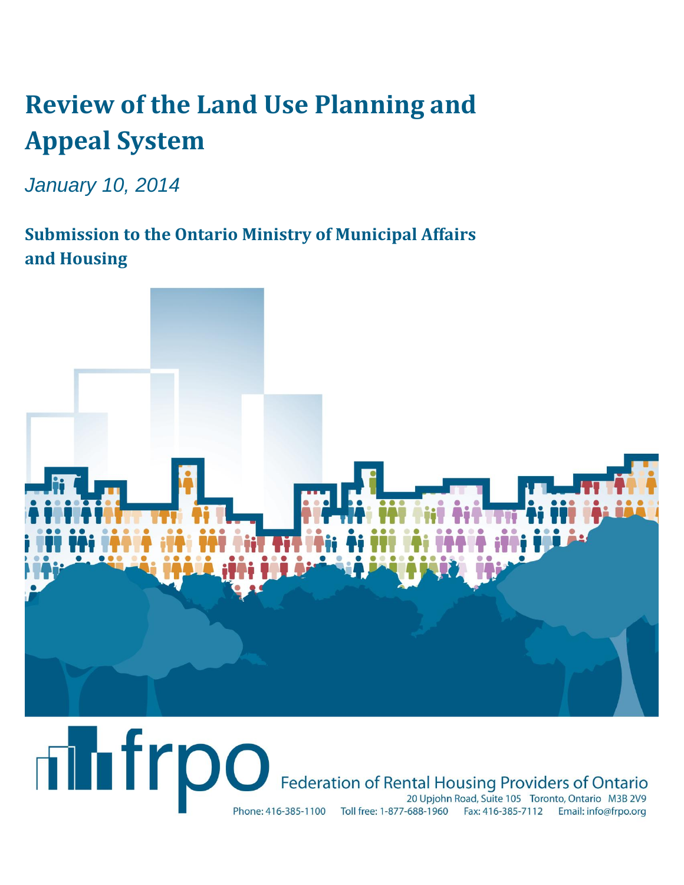# Review of the Land Use Planning and Appeal System

*January 10, 2014*

## Submission to the Ontario Ministry of Municipal Affairs and Housing

frpo

Federation of Rental Housing Providers of Ontario

20 Upjohn Road, Suite 105 Toronto, Ontario M3B 2V9

Phone: 416-385-1100 Toll free: 1-877-688-1960 Fax: 416-385-7112 Email: info@frpo.org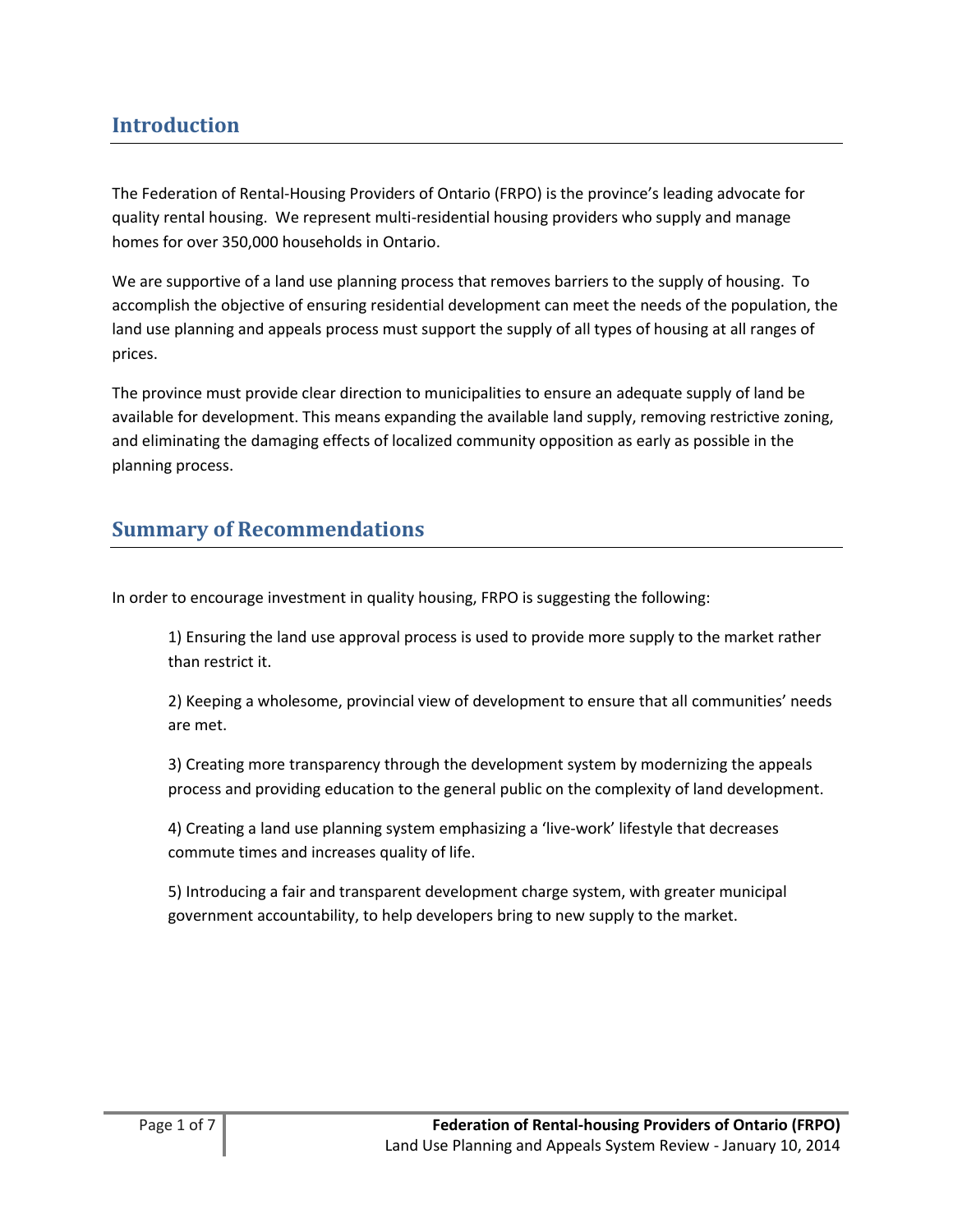## Introduction

The Federation of Rental-Housing Providers of Ontario (FRPO) is the province's leading advocate for quality rental housing. We represent multi-residential housing providers who supply and manage homes for over 350,000 households in Ontario.

We are supportive of a land use planning process that removes barriers to the supply of housing. To accomplish the objective of ensuring residential development can meet the needs of the population, the land use planning and appeals process must support the supply of all types of housing at all ranges of prices.

The province must provide clear direction to municipalities to ensure an adequate supply of land be available for development. This means expanding the available land supply, removing restrictive zoning, and eliminating the damaging effects of localized community opposition as early as possible in the planning process.

## Summary of Recommendations

In order to encourage investment in quality housing, FRPO is suggesting the following:

1) Ensuring the land use approval process is used to provide more supply to the market rather than restrict it.

2) Keeping a wholesome, provincial view of development to ensure that all communities' needs are met.

3) Creating more transparency through the development system by modernizing the appeals process and providing education to the general public on the complexity of land development.

4) Creating a land use planning system emphasizing a 'live-work' lifestyle that decreases commute times and increases quality of life.

5) Introducing a fair and transparent development charge system, with greater municipal government accountability, to help developers bring to new supply to the market.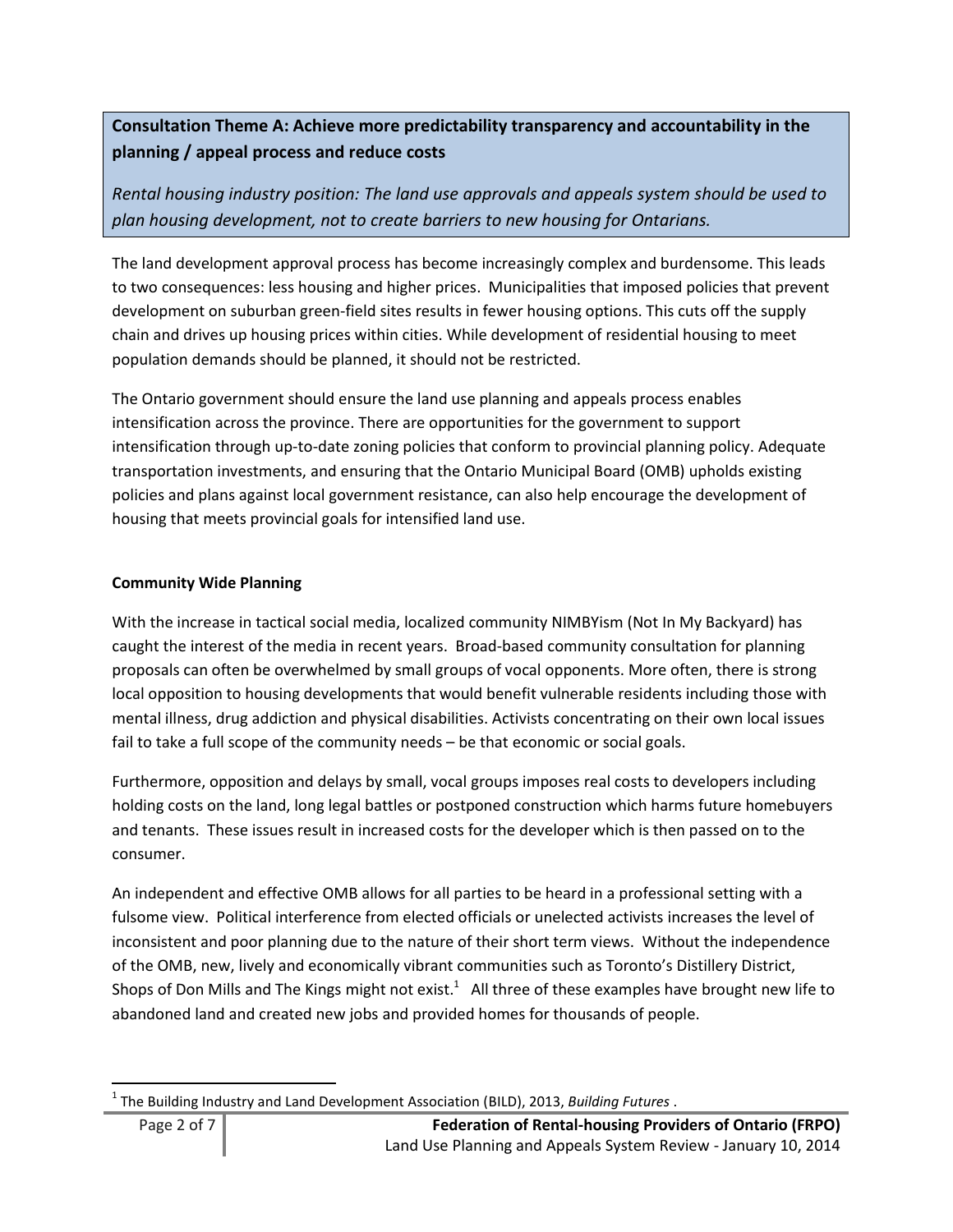**Consultation Theme A: Achieve more predictability transparency and accountability in the planning / appeal process and reduce costs**

*Rental housing industry position: The land use approvals and appeals system should be used to plan housing development, not to create barriers to new housing for Ontarians.*

The land development approval process has become increasingly complex and burdensome. This leads to two consequences: less housing and higher prices. Municipalities that imposed policies that prevent development on suburban green-field sites results in fewer housing options. This cuts off the supply chain and drives up housing prices within cities. While development of residential housing to meet population demands should be planned, it should not be restricted.

The Ontario government should ensure the land use planning and appeals process enables intensification across the province. There are opportunities for the government to support intensification through up-to-date zoning policies that conform to provincial planning policy. Adequate transportation investments, and ensuring that the Ontario Municipal Board (OMB) upholds existing policies and plans against local government resistance, can also help encourage the development of housing that meets provincial goals for intensified land use.

**Community Wide Planning**

With the increase in tactical social media, localized community NIMBYism (Not In My Backyard) has caught the interest of the media in recent years. Broad-based community consultation for planning proposals can often be overwhelmed by small groups of vocal opponents. More often, there is strong local opposition to housing developments that would benefit vulnerable residents including those with mental illness, drug addiction and physical disabilities. Activists concentrating on their own local issues fail to take a full scope of the community needs – be that economic or social goals.

Furthermore, opposition and delays by small, vocal groups imposes real costs to developers including holding costs on the land, long legal battles or postponed construction which harms future homebuyers and tenants. These issues result in increased costs for the developer which is then passed on to the consumer.

An independent and effective OMB allows for all parties to be heard in a professional setting with a fulsome view. Political interference from elected officials or unelected activists increases the level of inconsistent and poor planning due to the nature of their short term views. Without the independence of the OMB, new, lively and economically vibrant communities such as Toronto's Distillery District, Shops of Don Mills and The Kings might not exist.[1] All three of these examples have brought new life to abandoned land and created new jobs and provided homes for thousands of people.

[1] The Building Industry and Land Development Association (BILD), 2013, *Building Futures* .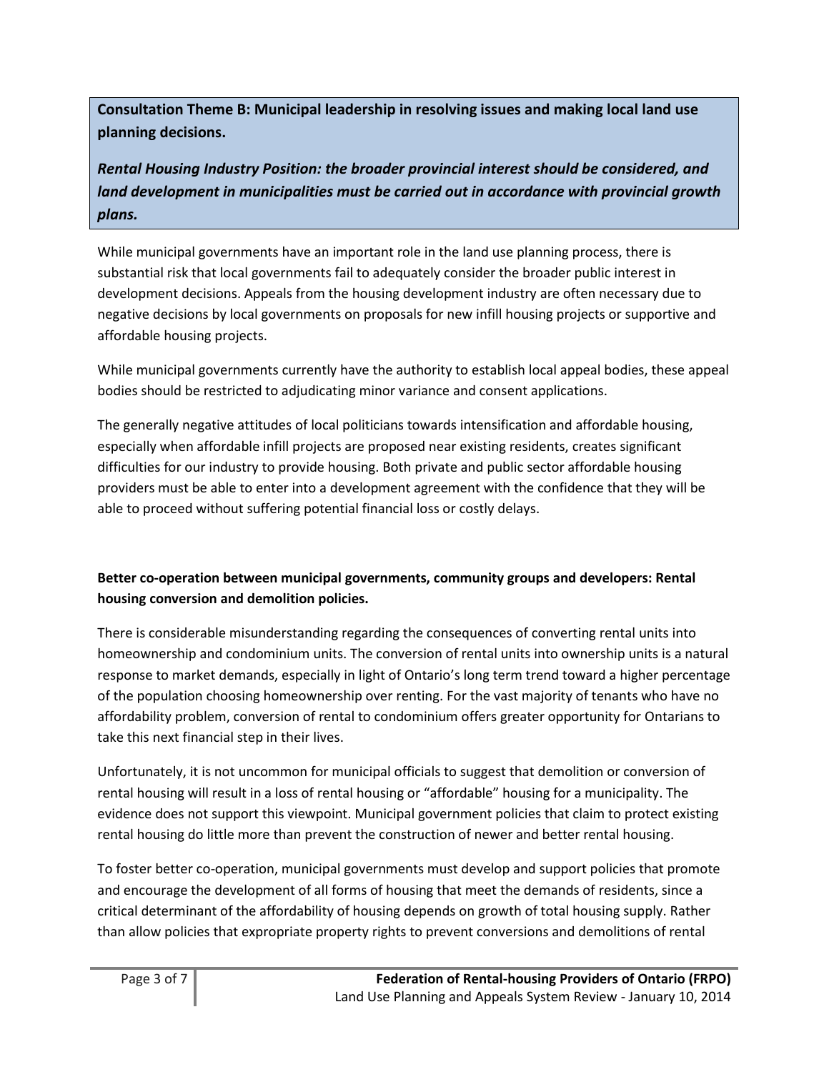**Consultation Theme B: Municipal leadership in resolving issues and making local land use planning decisions.**

***Rental Housing Industry Position: the broader provincial interest should be considered, and land development in municipalities must be carried out in accordance with provincial growth plans.***

While municipal governments have an important role in the land use planning process, there is substantial risk that local governments fail to adequately consider the broader public interest in development decisions. Appeals from the housing development industry are often necessary due to negative decisions by local governments on proposals for new infill housing projects or supportive and affordable housing projects.

While municipal governments currently have the authority to establish local appeal bodies, these appeal bodies should be restricted to adjudicating minor variance and consent applications.

The generally negative attitudes of local politicians towards intensification and affordable housing, especially when affordable infill projects are proposed near existing residents, creates significant difficulties for our industry to provide housing. Both private and public sector affordable housing providers must be able to enter into a development agreement with the confidence that they will be able to proceed without suffering potential financial loss or costly delays.

**Better co-operation between municipal governments, community groups and developers: Rental housing conversion and demolition policies.**

There is considerable misunderstanding regarding the consequences of converting rental units into homeownership and condominium units. The conversion of rental units into ownership units is a natural response to market demands, especially in light of Ontario's long term trend toward a higher percentage of the population choosing homeownership over renting. For the vast majority of tenants who have no affordability problem, conversion of rental to condominium offers greater opportunity for Ontarians to take this next financial step in their lives.

Unfortunately, it is not uncommon for municipal officials to suggest that demolition or conversion of rental housing will result in a loss of rental housing or "affordable" housing for a municipality. The evidence does not support this viewpoint. Municipal government policies that claim to protect existing rental housing do little more than prevent the construction of newer and better rental housing.

To foster better co-operation, municipal governments must develop and support policies that promote and encourage the development of all forms of housing that meet the demands of residents, since a critical determinant of the affordability of housing depends on growth of total housing supply. Rather than allow policies that expropriate property rights to prevent conversions and demolitions of rental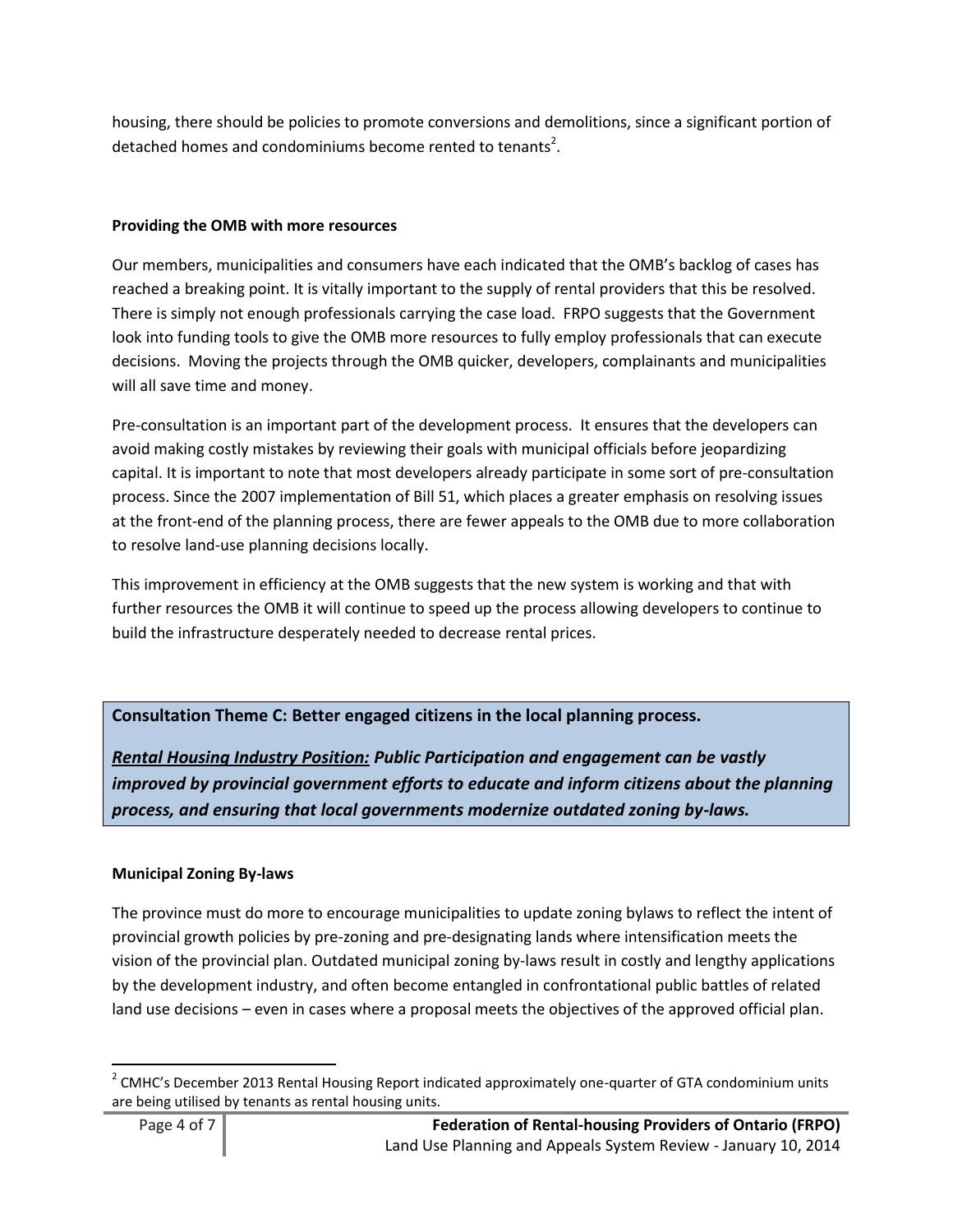housing, there should be policies to promote conversions and demolitions, since a significant portion of detached homes and condominiums become rented to tenants[2].

**Providing the OMB with more resources**

Our members, municipalities and consumers have each indicated that the OMB's backlog of cases has reached a breaking point. It is vitally important to the supply of rental providers that this be resolved. There is simply not enough professionals carrying the case load. FRPO suggests that the Government look into funding tools to give the OMB more resources to fully employ professionals that can execute decisions. Moving the projects through the OMB quicker, developers, complainants and municipalities will all save time and money.

Pre-consultation is an important part of the development process. It ensures that the developers can avoid making costly mistakes by reviewing their goals with municipal officials before jeopardizing capital. It is important to note that most developers already participate in some sort of pre-consultation process. Since the 2007 implementation of Bill 51, which places a greater emphasis on resolving issues at the front-end of the planning process, there are fewer appeals to the OMB due to more collaboration to resolve land-use planning decisions locally.

This improvement in efficiency at the OMB suggests that the new system is working and that with further resources the OMB it will continue to speed up the process allowing developers to continue to build the infrastructure desperately needed to decrease rental prices.

**Consultation Theme C: Better engaged citizens in the local planning process.**

***<u>Rental Housing Industry Position:</u> Public Participation and engagement can be vastly improved by provincial government efforts to educate and inform citizens about the planning process, and ensuring that local governments modernize outdated zoning by-laws.***

**Municipal Zoning By-laws**

The province must do more to encourage municipalities to update zoning bylaws to reflect the intent of provincial growth policies by pre-zoning and pre-designating lands where intensification meets the vision of the provincial plan. Outdated municipal zoning by-laws result in costly and lengthy applications by the development industry, and often become entangled in confrontational public battles of related land use decisions – even in cases where a proposal meets the objectives of the approved official plan.

[2] CMHC's December 2013 Rental Housing Report indicated approximately one-quarter of GTA condominium units are being utilised by tenants as rental housing units.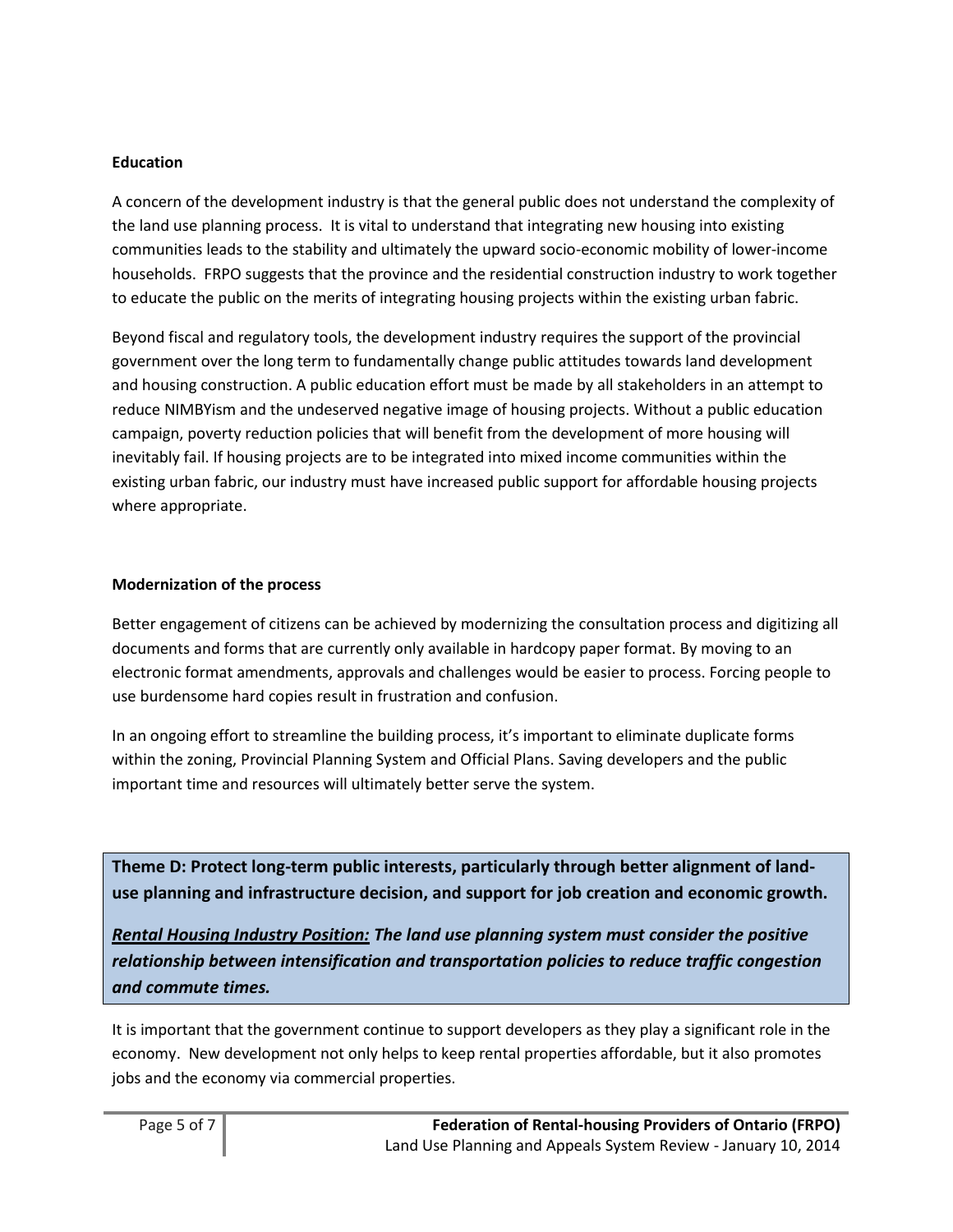**Education**

A concern of the development industry is that the general public does not understand the complexity of the land use planning process. It is vital to understand that integrating new housing into existing communities leads to the stability and ultimately the upward socio-economic mobility of lower-income households. FRPO suggests that the province and the residential construction industry to work together to educate the public on the merits of integrating housing projects within the existing urban fabric.

Beyond fiscal and regulatory tools, the development industry requires the support of the provincial government over the long term to fundamentally change public attitudes towards land development and housing construction. A public education effort must be made by all stakeholders in an attempt to reduce NIMBYism and the undeserved negative image of housing projects. Without a public education campaign, poverty reduction policies that will benefit from the development of more housing will inevitably fail. If housing projects are to be integrated into mixed income communities within the existing urban fabric, our industry must have increased public support for affordable housing projects where appropriate.

**Modernization of the process**

Better engagement of citizens can be achieved by modernizing the consultation process and digitizing all documents and forms that are currently only available in hardcopy paper format. By moving to an electronic format amendments, approvals and challenges would be easier to process. Forcing people to use burdensome hard copies result in frustration and confusion.

In an ongoing effort to streamline the building process, it's important to eliminate duplicate forms within the zoning, Provincial Planning System and Official Plans. Saving developers and the public important time and resources will ultimately better serve the system.

**Theme D: Protect long-term public interests, particularly through better alignment of land-use planning and infrastructure decision, and support for job creation and economic growth.**

***<u>Rental Housing Industry Position:</u> The land use planning system must consider the positive relationship between intensification and transportation policies to reduce traffic congestion and commute times.***

It is important that the government continue to support developers as they play a significant role in the economy. New development not only helps to keep rental properties affordable, but it also promotes jobs and the economy via commercial properties.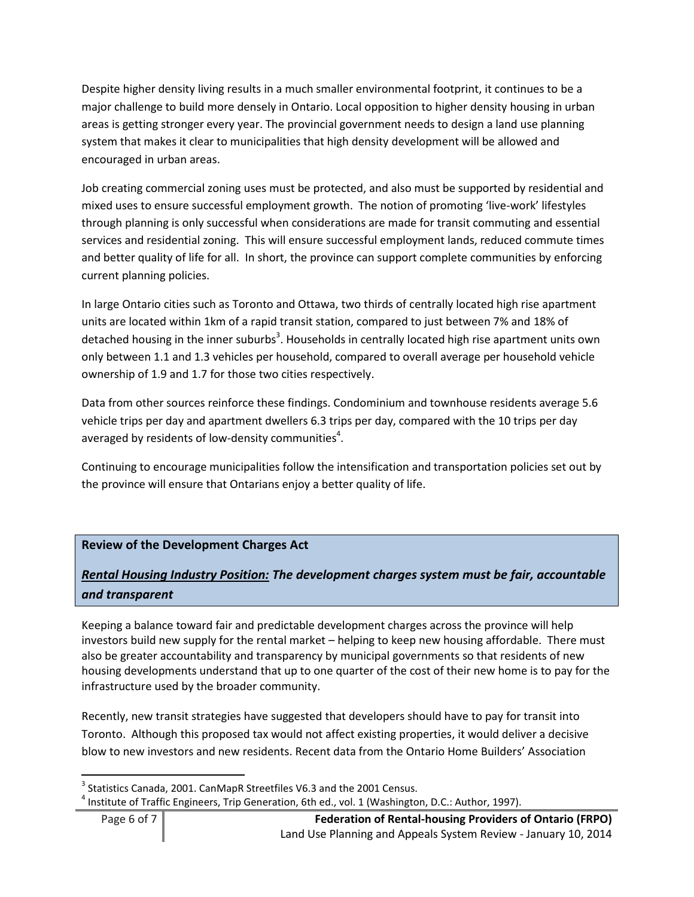Despite higher density living results in a much smaller environmental footprint, it continues to be a major challenge to build more densely in Ontario. Local opposition to higher density housing in urban areas is getting stronger every year. The provincial government needs to design a land use planning system that makes it clear to municipalities that high density development will be allowed and encouraged in urban areas.

Job creating commercial zoning uses must be protected, and also must be supported by residential and mixed uses to ensure successful employment growth. The notion of promoting 'live-work' lifestyles through planning is only successful when considerations are made for transit commuting and essential services and residential zoning. This will ensure successful employment lands, reduced commute times and better quality of life for all. In short, the province can support complete communities by enforcing current planning policies.

In large Ontario cities such as Toronto and Ottawa, two thirds of centrally located high rise apartment units are located within 1km of a rapid transit station, compared to just between 7% and 18% of detached housing in the inner suburbs[3]. Households in centrally located high rise apartment units own only between 1.1 and 1.3 vehicles per household, compared to overall average per household vehicle ownership of 1.9 and 1.7 for those two cities respectively.

Data from other sources reinforce these findings. Condominium and townhouse residents average 5.6 vehicle trips per day and apartment dwellers 6.3 trips per day, compared with the 10 trips per day averaged by residents of low-density communities[4].

Continuing to encourage municipalities follow the intensification and transportation policies set out by the province will ensure that Ontarians enjoy a better quality of life.

## Review of the Development Charges Act

***Rental Housing Industry Position:* The development charges system must be fair, accountable and transparent**

Keeping a balance toward fair and predictable development charges across the province will help investors build new supply for the rental market – helping to keep new housing affordable. There must also be greater accountability and transparency by municipal governments so that residents of new housing developments understand that up to one quarter of the cost of their new home is to pay for the infrastructure used by the broader community.

Recently, new transit strategies have suggested that developers should have to pay for transit into Toronto. Although this proposed tax would not affect existing properties, it would deliver a decisive blow to new investors and new residents. Recent data from the Ontario Home Builders' Association

---

[3] Statistics Canada, 2001. CanMapR Streetfiles V6.3 and the 2001 Census.

[4] Institute of Traffic Engineers, Trip Generation, 6th ed., vol. 1 (Washington, D.C.: Author, 1997).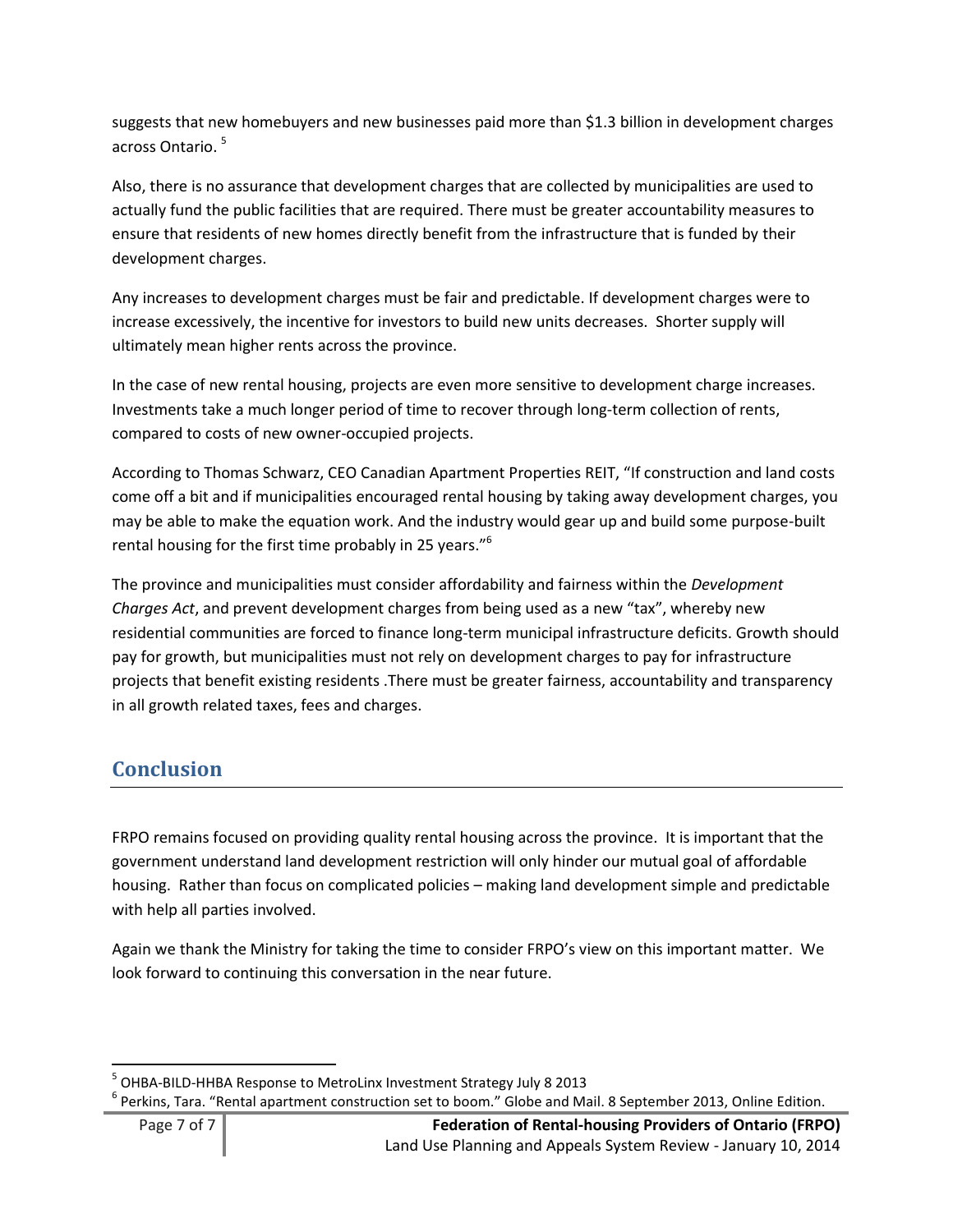suggests that new homebuyers and new businesses paid more than $1.3 billion in development charges across Ontario. [5]

Also, there is no assurance that development charges that are collected by municipalities are used to actually fund the public facilities that are required. There must be greater accountability measures to ensure that residents of new homes directly benefit from the infrastructure that is funded by their development charges.

Any increases to development charges must be fair and predictable. If development charges were to increase excessively, the incentive for investors to build new units decreases. Shorter supply will ultimately mean higher rents across the province.

In the case of new rental housing, projects are even more sensitive to development charge increases. Investments take a much longer period of time to recover through long-term collection of rents, compared to costs of new owner-occupied projects.

According to Thomas Schwarz, CEO Canadian Apartment Properties REIT, "If construction and land costs come off a bit and if municipalities encouraged rental housing by taking away development charges, you may be able to make the equation work. And the industry would gear up and build some purpose-built rental housing for the first time probably in 25 years."[6]

The province and municipalities must consider affordability and fairness within the *Development Charges Act*, and prevent development charges from being used as a new "tax", whereby new residential communities are forced to finance long-term municipal infrastructure deficits. Growth should pay for growth, but municipalities must not rely on development charges to pay for infrastructure projects that benefit existing residents .There must be greater fairness, accountability and transparency in all growth related taxes, fees and charges.

## Conclusion

FRPO remains focused on providing quality rental housing across the province. It is important that the government understand land development restriction will only hinder our mutual goal of affordable housing. Rather than focus on complicated policies – making land development simple and predictable with help all parties involved.

Again we thank the Ministry for taking the time to consider FRPO's view on this important matter. We look forward to continuing this conversation in the near future.

---

[5] OHBA-BILD-HHBA Response to MetroLinx Investment Strategy July 8 2013

[6] Perkins, Tara. "Rental apartment construction set to boom." Globe and Mail. 8 September 2013, Online Edition.